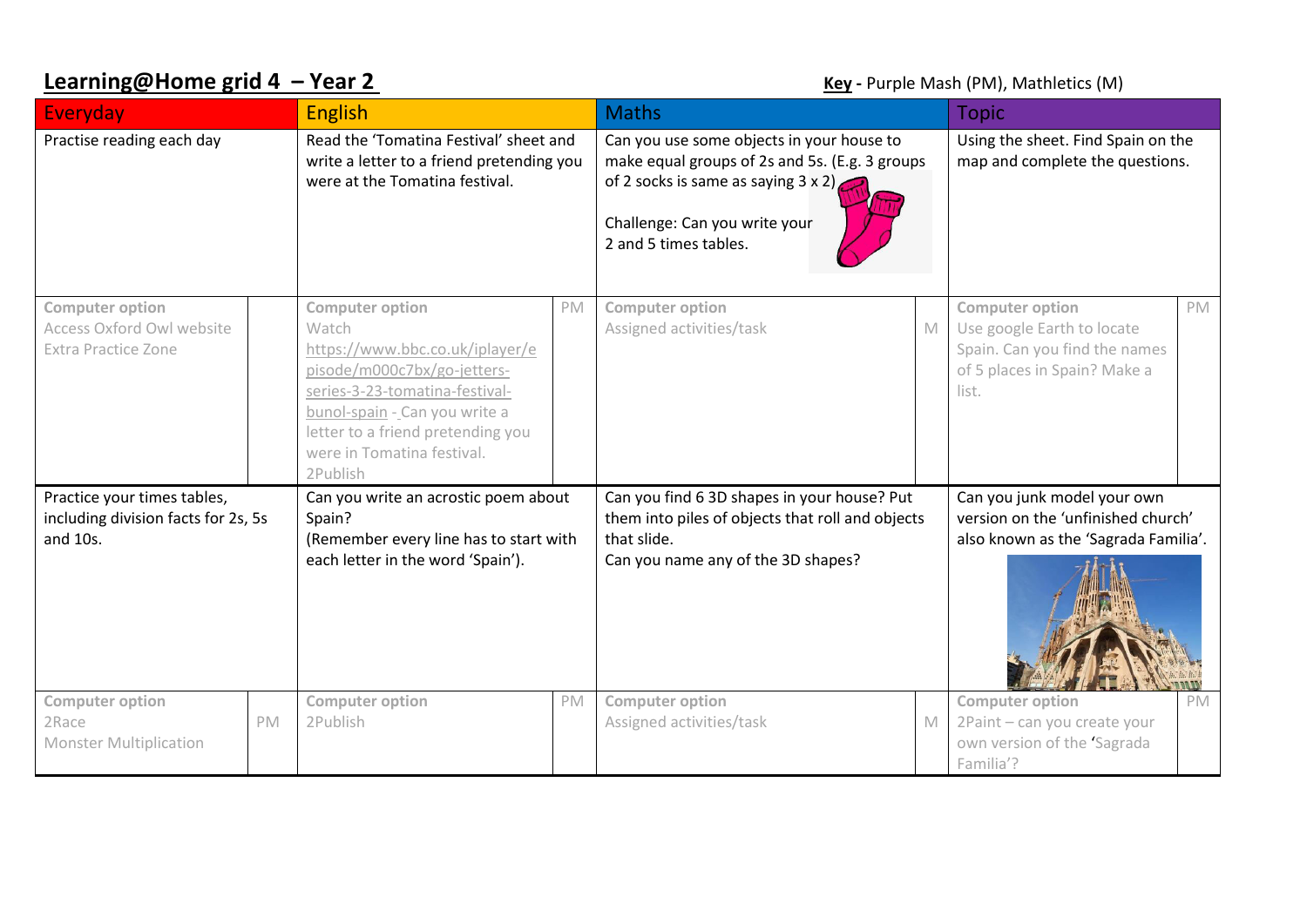## **Learning@Home grid 4 – Year 2**

**Key -** Purple Mash (PM), Mathletics (M)

| Everyday | | English | | Maths | | Topic | |
|---|---|---|---|---|---|---|---|
| Practise reading each day | | Read the 'Tomatina Festival' sheet and write a letter to a friend pretending you were at the Tomatina festival. | | Can you use some objects in your house to make equal groups of 2s and 5s. (E.g. 3 groups of 2 socks is same as saying 3 x 2)<br><br>Challenge: Can you write your 2 and 5 times tables. | | Using the sheet. Find Spain on the map and complete the questions. | |
| **Computer option**<br>Access Oxford Owl website Extra Practice Zone | | **Computer option**<br>Watch [https://www.bbc.co.uk/iplayer/episode/m000c7bx/go-jetters-series-3-23-tomatina-festival-bunol-spain](https://www.bbc.co.uk/iplayer/episode/m000c7bx/go-jetters-series-3-23-tomatina-festival-bunol-spain) - Can you write a letter to a friend pretending you were in Tomatina festival.<br>2Publish | PM | **Computer option**<br>Assigned activities/task | M | **Computer option**<br>Use google Earth to locate Spain. Can you find the names of 5 places in Spain? Make a list. | PM |
| Practice your times tables, including division facts for 2s, 5s and 10s. | | Can you write an acrostic poem about Spain?<br>(Remember every line has to start with each letter in the word 'Spain'). | | Can you find 6 3D shapes in your house? Put them into piles of objects that roll and objects that slide.<br>Can you name any of the 3D shapes? | | Can you junk model your own version on the 'unfinished church' also known as the 'Sagrada Familia'. | |
| **Computer option**<br>2Race<br>Monster Multiplication | PM | **Computer option**<br>2Publish | PM | **Computer option**<br>Assigned activities/task | M | **Computer option**<br>2Paint – can you create your own version of the 'Sagrada Familia'? | PM |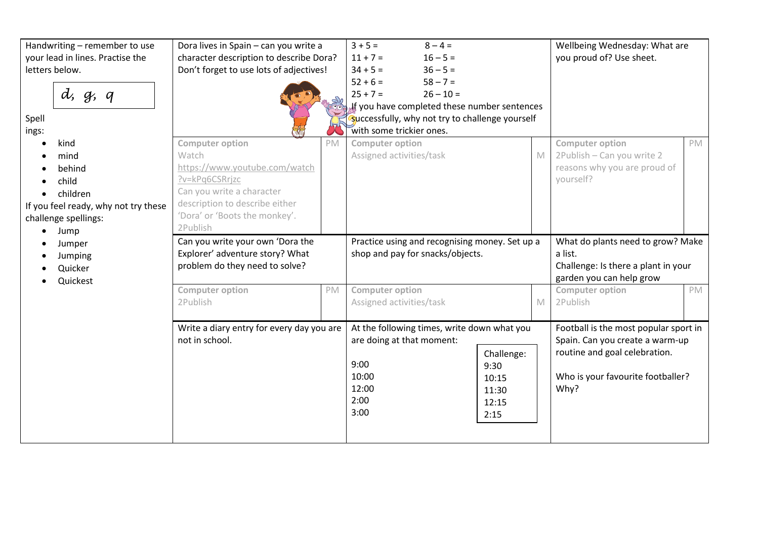| | | | |
|---|---|---|---|
| Handwriting – remember to use your lead in lines. Practise the letters below.<br><br>*d, g, q*<br><br>Spellings:<br>• kind<br>• mind<br>• behind<br>• child<br>• children<br><br>If you feel ready, why not try these challenge spellings:<br>• Jump<br>• Jumper<br>• Jumping<br>• Quicker<br>• Quickest | Dora lives in Spain – can you write a character description to describe Dora? Don't forget to use lots of adjectives! | $3 + 5 =$ &nbsp;&nbsp; $8 - 4 =$<br>$11 + 7 =$ &nbsp;&nbsp; $16 - 5 =$<br>$34 + 5 =$ &nbsp;&nbsp; $36 - 5 =$<br>$52 + 6 =$ &nbsp;&nbsp; $58 - 7 =$<br>$25 + 7 =$ &nbsp;&nbsp; $26 - 10 =$<br>If you have completed these number sentences successfully, why not try to challenge yourself with some trickier ones. | Wellbeing Wednesday: What are you proud of? Use sheet. |
| | **Computer option** (PM)<br>Watch<br>https://www.youtube.com/watch?v=kPq6CSRrjzc<br>Can you write a character description to describe either 'Dora' or 'Boots the monkey'.<br>2Publish | **Computer option** (M)<br>Assigned activities/task | **Computer option** (PM)<br>2Publish – Can you write 2 reasons why you are proud of yourself? |
| | Can you write your own 'Dora the Explorer' adventure story? What problem do they need to solve? | Practice using and recognising money. Set up a shop and pay for snacks/objects. | What do plants need to grow? Make a list.<br>Challenge: Is there a plant in your garden you can help grow |
| | **Computer option** (PM)<br>2Publish | **Computer option** (M)<br>Assigned activities/task | **Computer option** (PM)<br>2Publish |
| | Write a diary entry for every day you are not in school. | At the following times, write down what you are doing at that moment:<br>9:00<br>10:00<br>12:00<br>2:00<br>3:00<br><br>Challenge:<br>9:30<br>10:15<br>11:30<br>12:15<br>2:15 | Football is the most popular sport in Spain. Can you create a warm-up routine and goal celebration.<br><br>Who is your favourite footballer? Why? |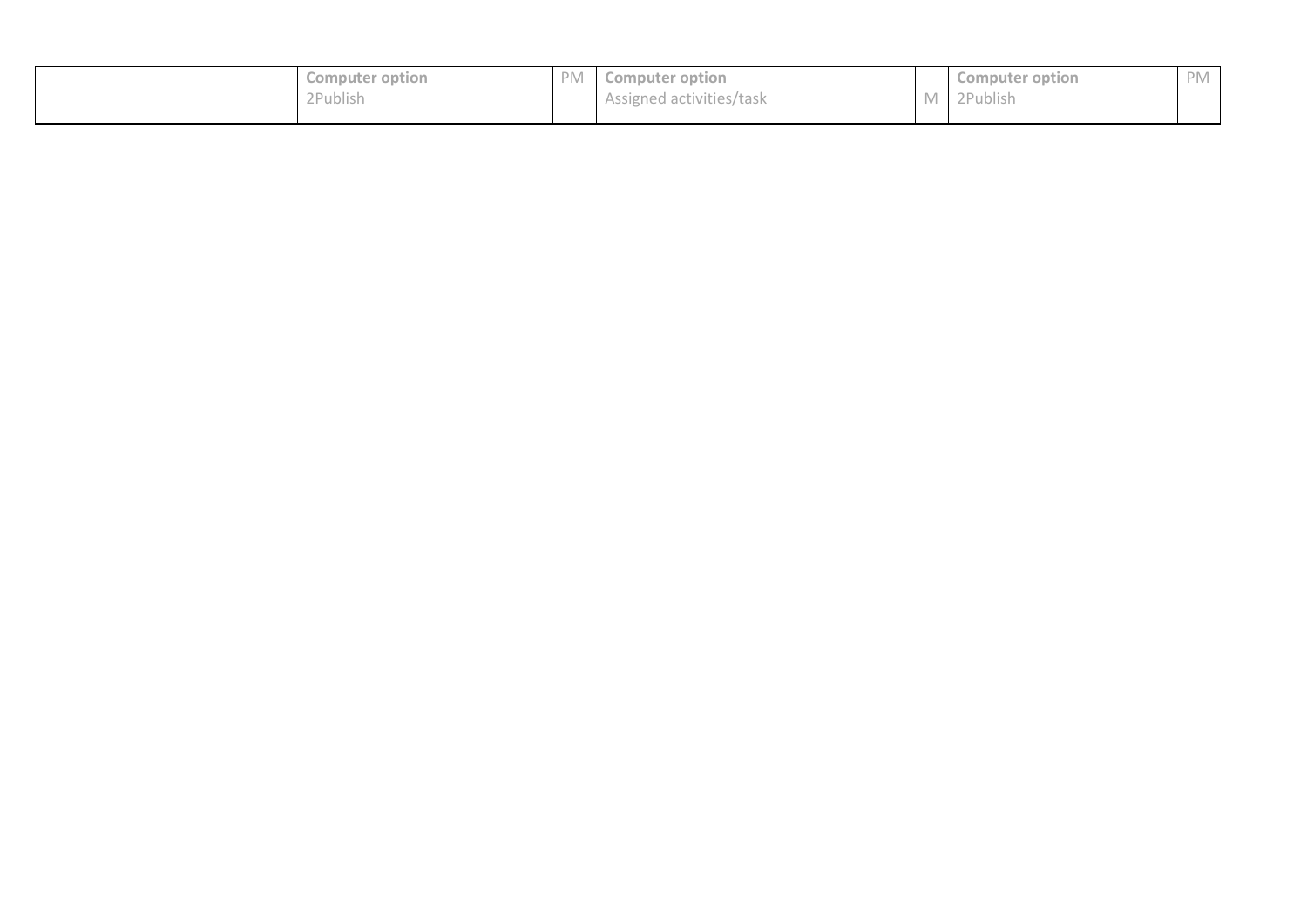| | | | | | | |
|---|---|---|---|---|---|---|
| | **Computer option** 2Publish | PM | **Computer option** Assigned activities/task | M | **Computer option** 2Publish | PM |